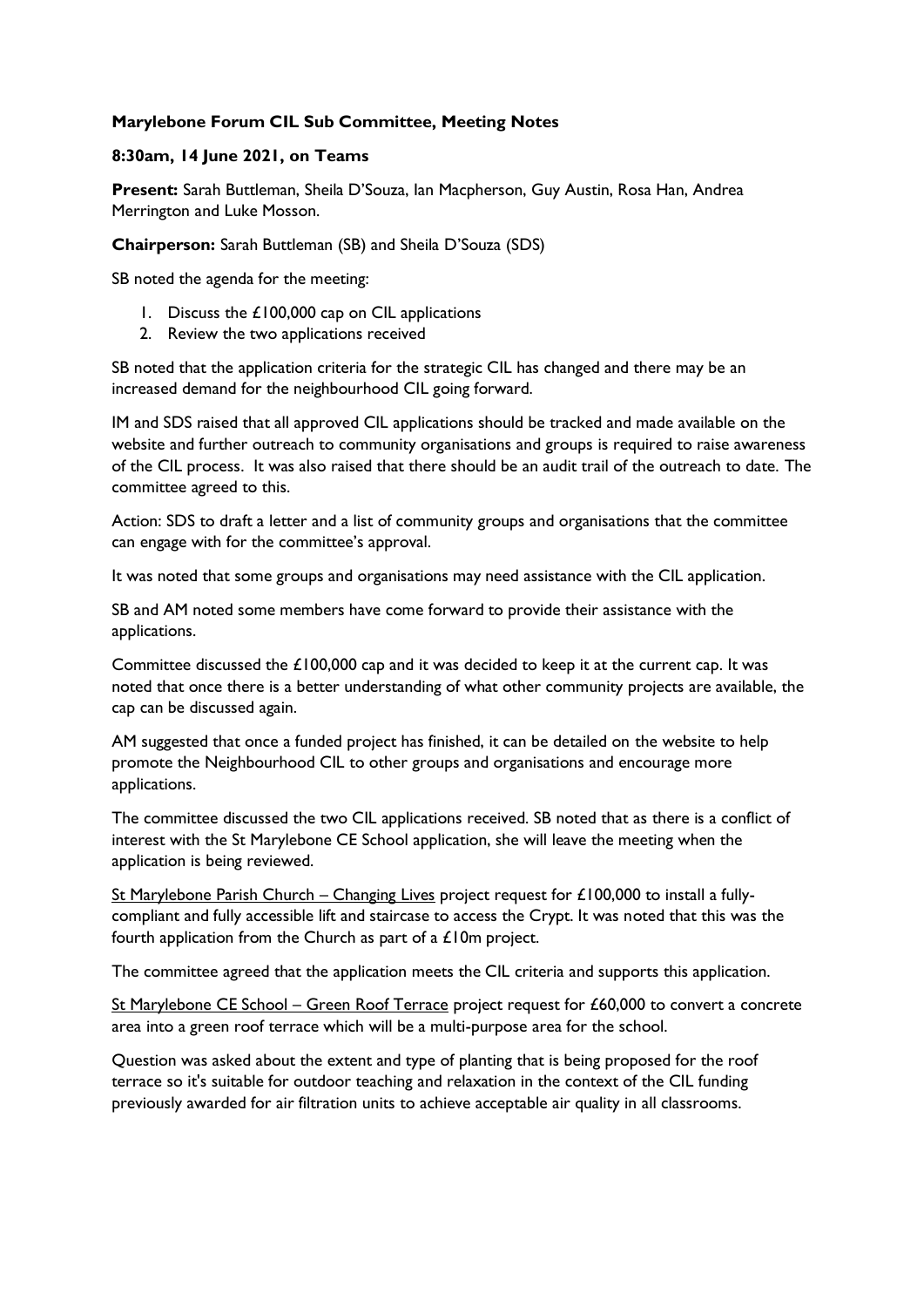**Marylebone Forum CIL Sub Committee, Meeting Notes**

**8:30am, 14 June 2021, on Teams**

**Present:** Sarah Buttleman, Sheila D'Souza, Ian Macpherson, Guy Austin, Rosa Han, Andrea Merrington and Luke Mosson.

**Chairperson:** Sarah Buttleman (SB) and Sheila D'Souza (SDS)

SB noted the agenda for the meeting:

1. Discuss the £100,000 cap on CIL applications
2. Review the two applications received

SB noted that the application criteria for the strategic CIL has changed and there may be an increased demand for the neighbourhood CIL going forward.

IM and SDS raised that all approved CIL applications should be tracked and made available on the website and further outreach to community organisations and groups is required to raise awareness of the CIL process. It was also raised that there should be an audit trail of the outreach to date. The committee agreed to this.

Action: SDS to draft a letter and a list of community groups and organisations that the committee can engage with for the committee's approval.

It was noted that some groups and organisations may need assistance with the CIL application.

SB and AM noted some members have come forward to provide their assistance with the applications.

Committee discussed the £100,000 cap and it was decided to keep it at the current cap. It was noted that once there is a better understanding of what other community projects are available, the cap can be discussed again.

AM suggested that once a funded project has finished, it can be detailed on the website to help promote the Neighbourhood CIL to other groups and organisations and encourage more applications.

The committee discussed the two CIL applications received. SB noted that as there is a conflict of interest with the St Marylebone CE School application, she will leave the meeting when the application is being reviewed.

<u>St Marylebone Parish Church – Changing Lives</u> project request for £100,000 to install a fully-compliant and fully accessible lift and staircase to access the Crypt. It was noted that this was the fourth application from the Church as part of a £10m project.

The committee agreed that the application meets the CIL criteria and supports this application.

<u>St Marylebone CE School – Green Roof Terrace</u> project request for £60,000 to convert a concrete area into a green roof terrace which will be a multi-purpose area for the school.

Question was asked about the extent and type of planting that is being proposed for the roof terrace so it's suitable for outdoor teaching and relaxation in the context of the CIL funding previously awarded for air filtration units to achieve acceptable air quality in all classrooms.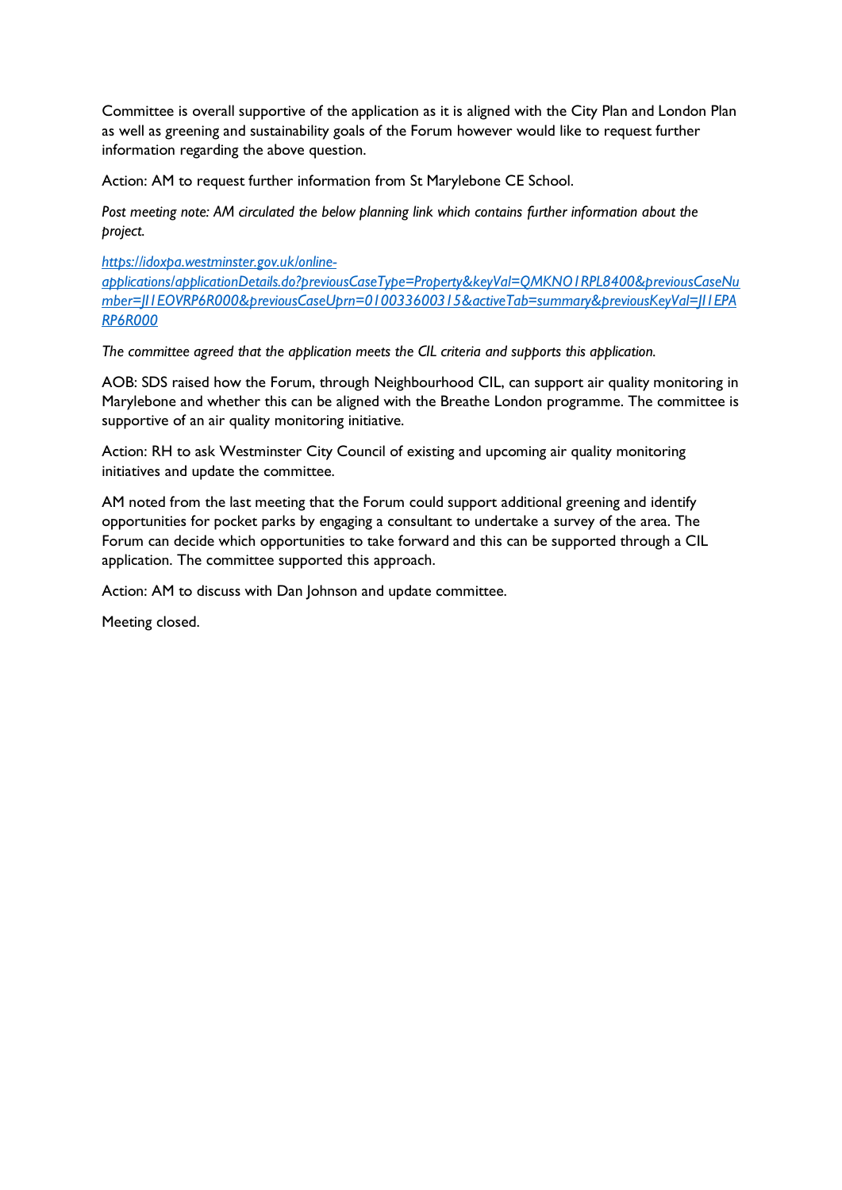Committee is overall supportive of the application as it is aligned with the City Plan and London Plan as well as greening and sustainability goals of the Forum however would like to request further information regarding the above question.

Action: AM to request further information from St Marylebone CE School.

*Post meeting note: AM circulated the below planning link which contains further information about the project.*

https://idoxpa.westminster.gov.uk/online-applications/applicationDetails.do?previousCaseType=Property&keyVal=QMKNO1RPL8400&previousCaseNumber=JI1EOVRP6R000&previousCaseUprn=010033600315&activeTab=summary&previousKeyVal=JI1EPARP6R000

*The committee agreed that the application meets the CIL criteria and supports this application.*

AOB: SDS raised how the Forum, through Neighbourhood CIL, can support air quality monitoring in Marylebone and whether this can be aligned with the Breathe London programme. The committee is supportive of an air quality monitoring initiative.

Action: RH to ask Westminster City Council of existing and upcoming air quality monitoring initiatives and update the committee.

AM noted from the last meeting that the Forum could support additional greening and identify opportunities for pocket parks by engaging a consultant to undertake a survey of the area. The Forum can decide which opportunities to take forward and this can be supported through a CIL application. The committee supported this approach.

Action: AM to discuss with Dan Johnson and update committee.

Meeting closed.